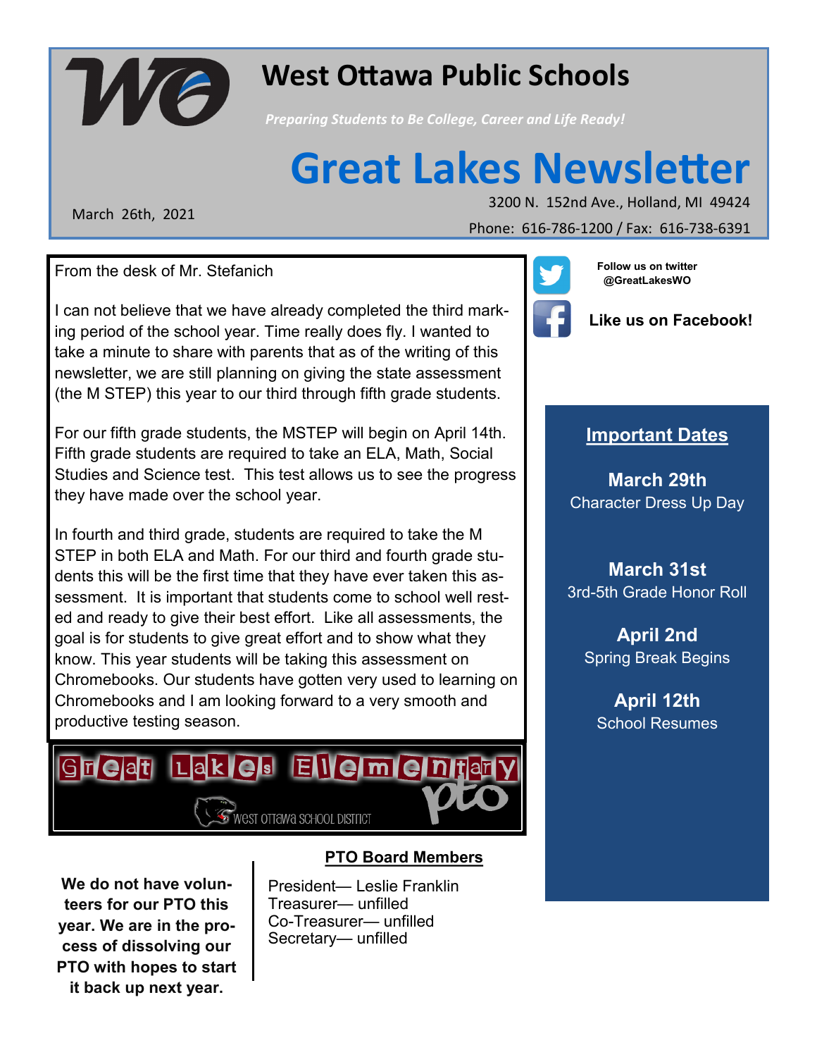# West Ottawa Public Schools

*Preparing Students to Be College, Career and Life Ready!*

# Great Lakes Newsletter

March 26th, 2021

3200 N. 152nd Ave., Holland, MI 49424

Phone: 616-786-1200 / Fax: 616-738-6391

From the desk of Mr. Stefanich

I can not believe that we have already completed the third marking period of the school year. Time really does fly. I wanted to take a minute to share with parents that as of the writing of this newsletter, we are still planning on giving the state assessment (the M STEP) this year to our third through fifth grade students.

For our fifth grade students, the MSTEP will begin on April 14th. Fifth grade students are required to take an ELA, Math, Social Studies and Science test. This test allows us to see the progress they have made over the school year.

In fourth and third grade, students are required to take the M STEP in both ELA and Math. For our third and fourth grade students this will be the first time that they have ever taken this assessment. It is important that students come to school well rested and ready to give their best effort. Like all assessments, the goal is for students to give great effort and to show what they know. This year students will be taking this assessment on Chromebooks. Our students have gotten very used to learning on Chromebooks and I am looking forward to a very smooth and productive testing season.

Great Lakes Elementary PTO

West Ottawa School District

**We do not have volunteers for our PTO this year. We are in the process of dissolving our PTO with hopes to start it back up next year.**

**PTO Board Members**

President— Leslie Franklin
Treasurer— unfilled
Co-Treasurer— unfilled
Secretary— unfilled

**Follow us on twitter @GreatLakesWO**

**Like us on Facebook!**

## Important Dates

**March 29th**
Character Dress Up Day

**March 31st**
3rd-5th Grade Honor Roll

**April 2nd**
Spring Break Begins

**April 12th**
School Resumes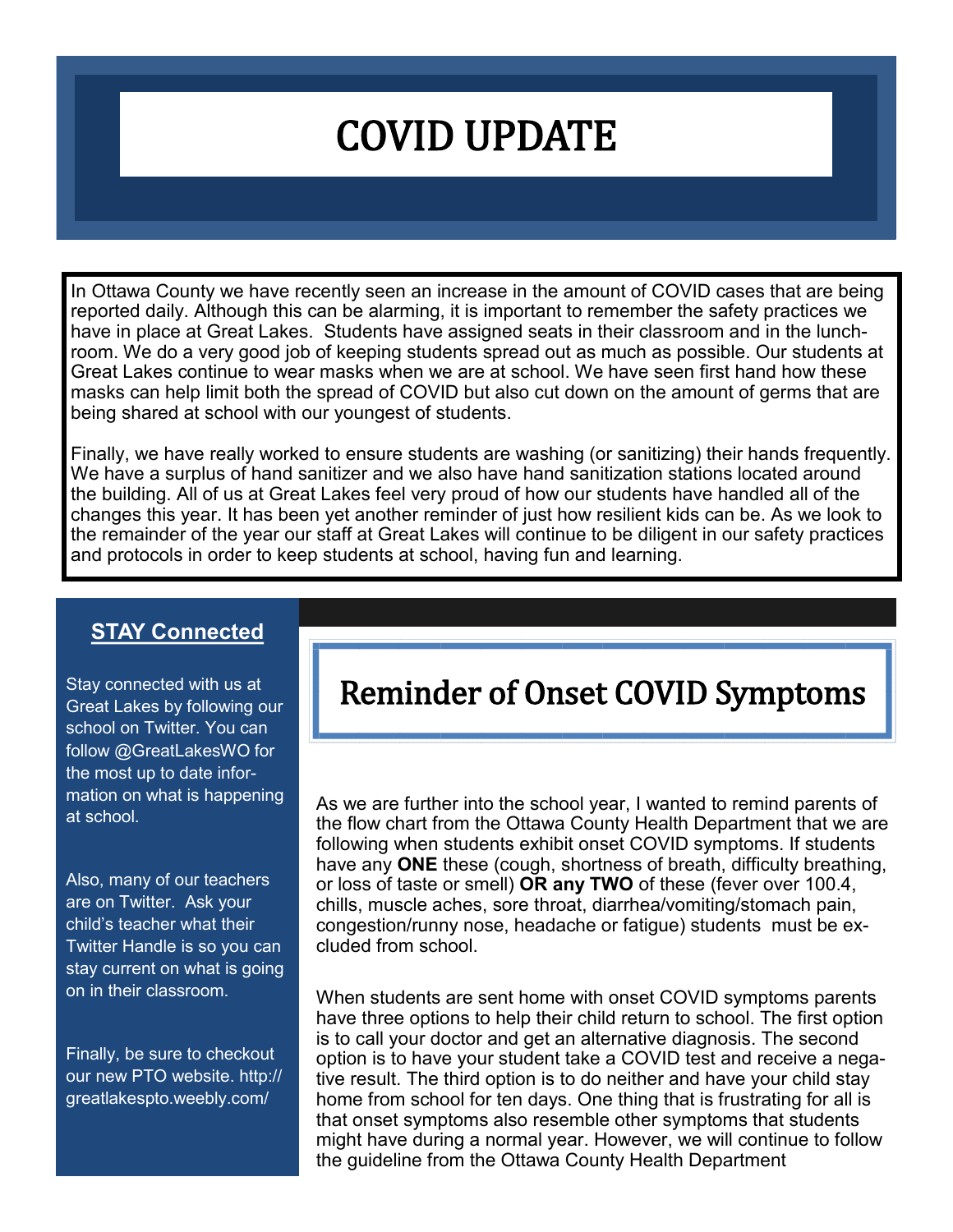# COVID UPDATE

In Ottawa County we have recently seen an increase in the amount of COVID cases that are being reported daily. Although this can be alarming, it is important to remember the safety practices we have in place at Great Lakes. Students have assigned seats in their classroom and in the lunchroom. We do a very good job of keeping students spread out as much as possible. Our students at Great Lakes continue to wear masks when we are at school. We have seen first hand how these masks can help limit both the spread of COVID but also cut down on the amount of germs that are being shared at school with our youngest of students.

Finally, we have really worked to ensure students are washing (or sanitizing) their hands frequently. We have a surplus of hand sanitizer and we also have hand sanitization stations located around the building. All of us at Great Lakes feel very proud of how our students have handled all of the changes this year. It has been yet another reminder of just how resilient kids can be. As we look to the remainder of the year our staff at Great Lakes will continue to be diligent in our safety practices and protocols in order to keep students at school, having fun and learning.

## Reminder of Onset COVID Symptoms

As we are further into the school year, I wanted to remind parents of the flow chart from the Ottawa County Health Department that we are following when students exhibit onset COVID symptoms. If students have any **ONE** these (cough, shortness of breath, difficulty breathing, or loss of taste or smell) **OR any TWO** of these (fever over 100.4, chills, muscle aches, sore throat, diarrhea/vomiting/stomach pain, congestion/runny nose, headache or fatigue) students must be excluded from school.

When students are sent home with onset COVID symptoms parents have three options to help their child return to school. The first option is to call your doctor and get an alternative diagnosis. The second option is to have your student take a COVID test and receive a negative result. The third option is to do neither and have your child stay home from school for ten days. One thing that is frustrating for all is that onset symptoms also resemble other symptoms that students might have during a normal year. However, we will continue to follow the guideline from the Ottawa County Health Department

### STAY Connected

Stay connected with us at Great Lakes by following our school on Twitter. You can follow @GreatLakesWO for the most up to date information on what is happening at school.

Also, many of our teachers are on Twitter. Ask your child's teacher what their Twitter Handle is so you can stay current on what is going on in their classroom.

Finally, be sure to checkout our new PTO website. http://greatlakespto.weebly.com/